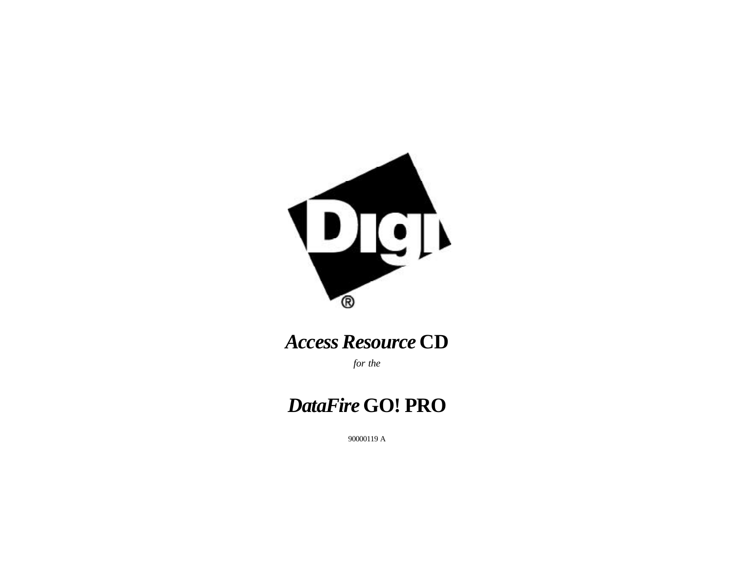# ***Access Resource*** **CD**

*for the*

# ***DataFire*** **GO! PRO**

90000119 A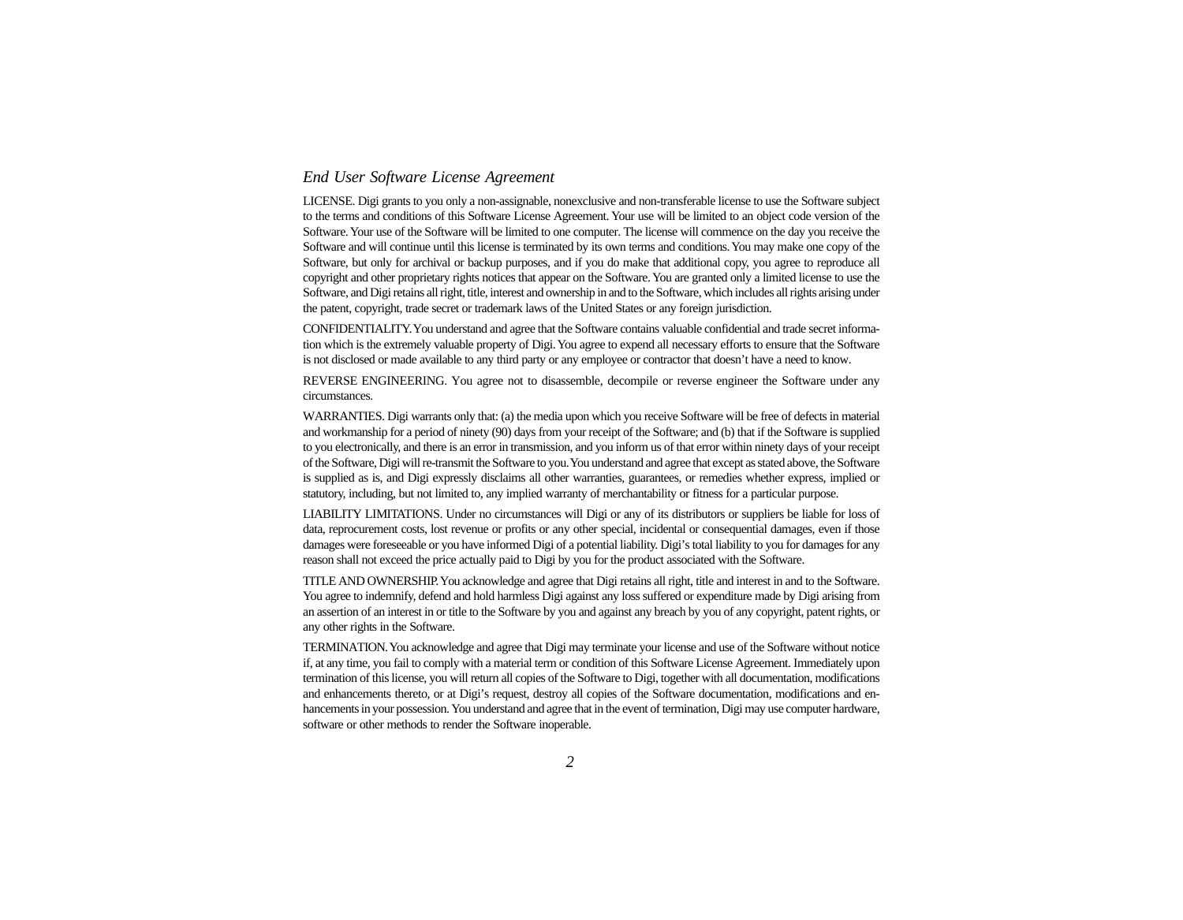## *End User Software License Agreement*

LICENSE. Digi grants to you only a non-assignable, nonexclusive and non-transferable license to use the Software subject to the terms and conditions of this Software License Agreement. Your use will be limited to an object code version of the Software. Your use of the Software will be limited to one computer. The license will commence on the day you receive the Software and will continue until this license is terminated by its own terms and conditions. You may make one copy of the Software, but only for archival or backup purposes, and if you do make that additional copy, you agree to reproduce all copyright and other proprietary rights notices that appear on the Software. You are granted only a limited license to use the Software, and Digi retains all right, title, interest and ownership in and to the Software, which includes all rights arising under the patent, copyright, trade secret or trademark laws of the United States or any foreign jurisdiction.

CONFIDENTIALITY. You understand and agree that the Software contains valuable confidential and trade secret information which is the extremely valuable property of Digi. You agree to expend all necessary efforts to ensure that the Software is not disclosed or made available to any third party or any employee or contractor that doesn't have a need to know.

REVERSE ENGINEERING. You agree not to disassemble, decompile or reverse engineer the Software under any circumstances.

WARRANTIES. Digi warrants only that: (a) the media upon which you receive Software will be free of defects in material and workmanship for a period of ninety (90) days from your receipt of the Software; and (b) that if the Software is supplied to you electronically, and there is an error in transmission, and you inform us of that error within ninety days of your receipt of the Software, Digi will re-transmit the Software to you. You understand and agree that except as stated above, the Software is supplied as is, and Digi expressly disclaims all other warranties, guarantees, or remedies whether express, implied or statutory, including, but not limited to, any implied warranty of merchantability or fitness for a particular purpose.

LIABILITY LIMITATIONS. Under no circumstances will Digi or any of its distributors or suppliers be liable for loss of data, reprocurement costs, lost revenue or profits or any other special, incidental or consequential damages, even if those damages were foreseeable or you have informed Digi of a potential liability. Digi's total liability to you for damages for any reason shall not exceed the price actually paid to Digi by you for the product associated with the Software.

TITLE AND OWNERSHIP. You acknowledge and agree that Digi retains all right, title and interest in and to the Software. You agree to indemnify, defend and hold harmless Digi against any loss suffered or expenditure made by Digi arising from an assertion of an interest in or title to the Software by you and against any breach by you of any copyright, patent rights, or any other rights in the Software.

TERMINATION. You acknowledge and agree that Digi may terminate your license and use of the Software without notice if, at any time, you fail to comply with a material term or condition of this Software License Agreement. Immediately upon termination of this license, you will return all copies of the Software to Digi, together with all documentation, modifications and enhancements thereto, or at Digi's request, destroy all copies of the Software documentation, modifications and enhancements in your possession. You understand and agree that in the event of termination, Digi may use computer hardware, software or other methods to render the Software inoperable.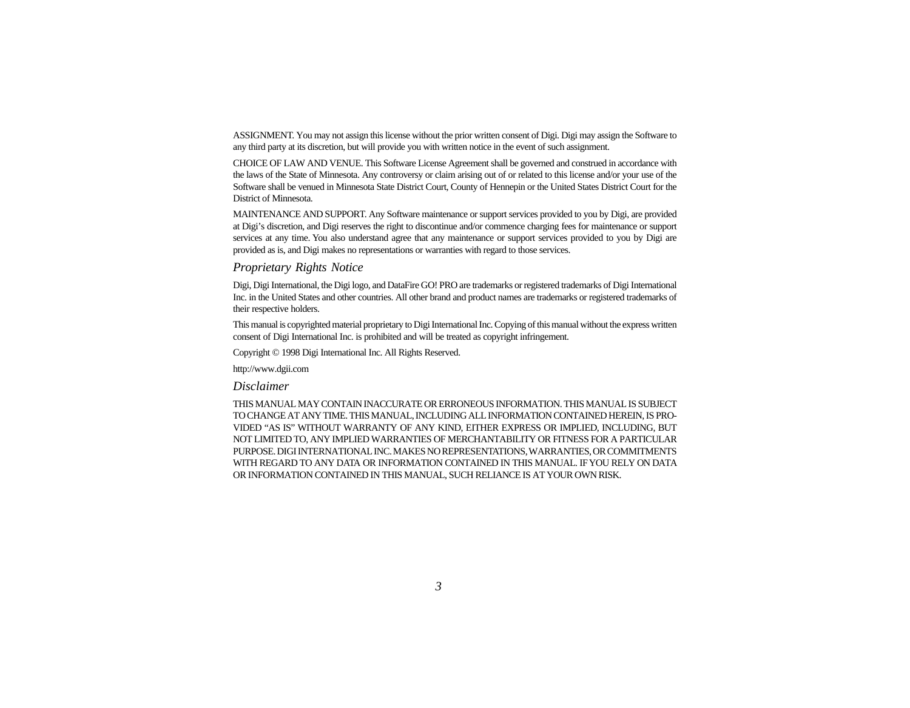ASSIGNMENT. You may not assign this license without the prior written consent of Digi. Digi may assign the Software to any third party at its discretion, but will provide you with written notice in the event of such assignment.

CHOICE OF LAW AND VENUE. This Software License Agreement shall be governed and construed in accordance with the laws of the State of Minnesota. Any controversy or claim arising out of or related to this license and/or your use of the Software shall be venued in Minnesota State District Court, County of Hennepin or the United States District Court for the District of Minnesota.

MAINTENANCE AND SUPPORT. Any Software maintenance or support services provided to you by Digi, are provided at Digi's discretion, and Digi reserves the right to discontinue and/or commence charging fees for maintenance or support services at any time. You also understand agree that any maintenance or support services provided to you by Digi are provided as is, and Digi makes no representations or warranties with regard to those services.

## *Proprietary Rights Notice*

Digi, Digi International, the Digi logo, and DataFire GO! PRO are trademarks or registered trademarks of Digi International Inc. in the United States and other countries. All other brand and product names are trademarks or registered trademarks of their respective holders.

This manual is copyrighted material proprietary to Digi International Inc. Copying of this manual without the express written consent of Digi International Inc. is prohibited and will be treated as copyright infringement.

Copyright © 1998 Digi International Inc. All Rights Reserved.

http://www.dgii.com

## *Disclaimer*

THIS MANUAL MAY CONTAIN INACCURATE OR ERRONEOUS INFORMATION. THIS MANUAL IS SUBJECT TO CHANGE AT ANY TIME. THIS MANUAL, INCLUDING ALL INFORMATION CONTAINED HEREIN, IS PROVIDED "AS IS" WITHOUT WARRANTY OF ANY KIND, EITHER EXPRESS OR IMPLIED, INCLUDING, BUT NOT LIMITED TO, ANY IMPLIED WARRANTIES OF MERCHANTABILITY OR FITNESS FOR A PARTICULAR PURPOSE. DIGI INTERNATIONAL INC. MAKES NO REPRESENTATIONS, WARRANTIES, OR COMMITMENTS WITH REGARD TO ANY DATA OR INFORMATION CONTAINED IN THIS MANUAL. IF YOU RELY ON DATA OR INFORMATION CONTAINED IN THIS MANUAL, SUCH RELIANCE IS AT YOUR OWN RISK.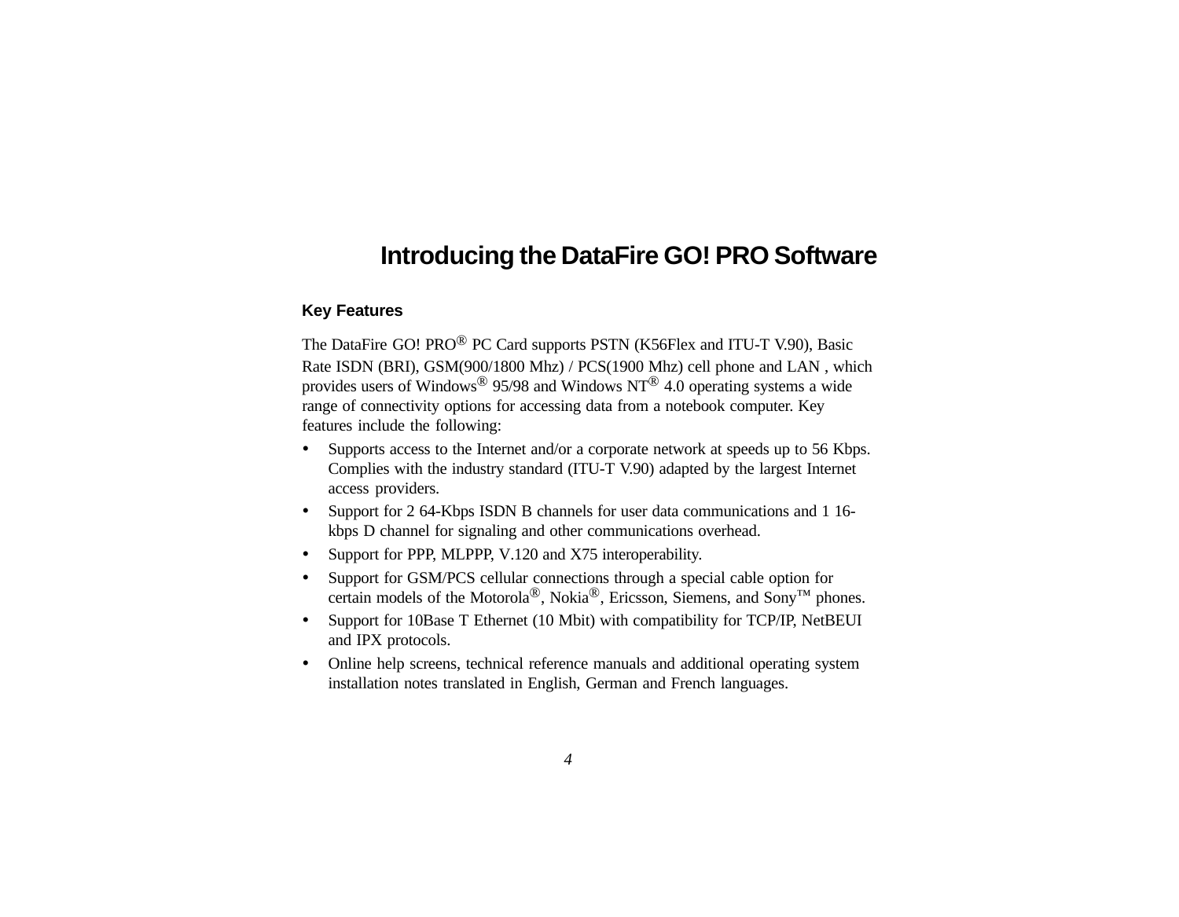# Introducing the DataFire GO! PRO Software

### Key Features

The DataFire GO! PRO® PC Card supports PSTN (K56Flex and ITU-T V.90), Basic Rate ISDN (BRI), GSM(900/1800 Mhz) / PCS(1900 Mhz) cell phone and LAN , which provides users of Windows® 95/98 and Windows NT® 4.0 operating systems a wide range of connectivity options for accessing data from a notebook computer. Key features include the following:

- Supports access to the Internet and/or a corporate network at speeds up to 56 Kbps. Complies with the industry standard (ITU-T V.90) adapted by the largest Internet access providers.
- Support for 2 64-Kbps ISDN B channels for user data communications and 1 16-kbps D channel for signaling and other communications overhead.
- Support for PPP, MLPPP, V.120 and X75 interoperability.
- Support for GSM/PCS cellular connections through a special cable option for certain models of the Motorola®, Nokia®, Ericsson, Siemens, and Sony™ phones.
- Support for 10Base T Ethernet (10 Mbit) with compatibility for TCP/IP, NetBEUI and IPX protocols.
- Online help screens, technical reference manuals and additional operating system installation notes translated in English, German and French languages.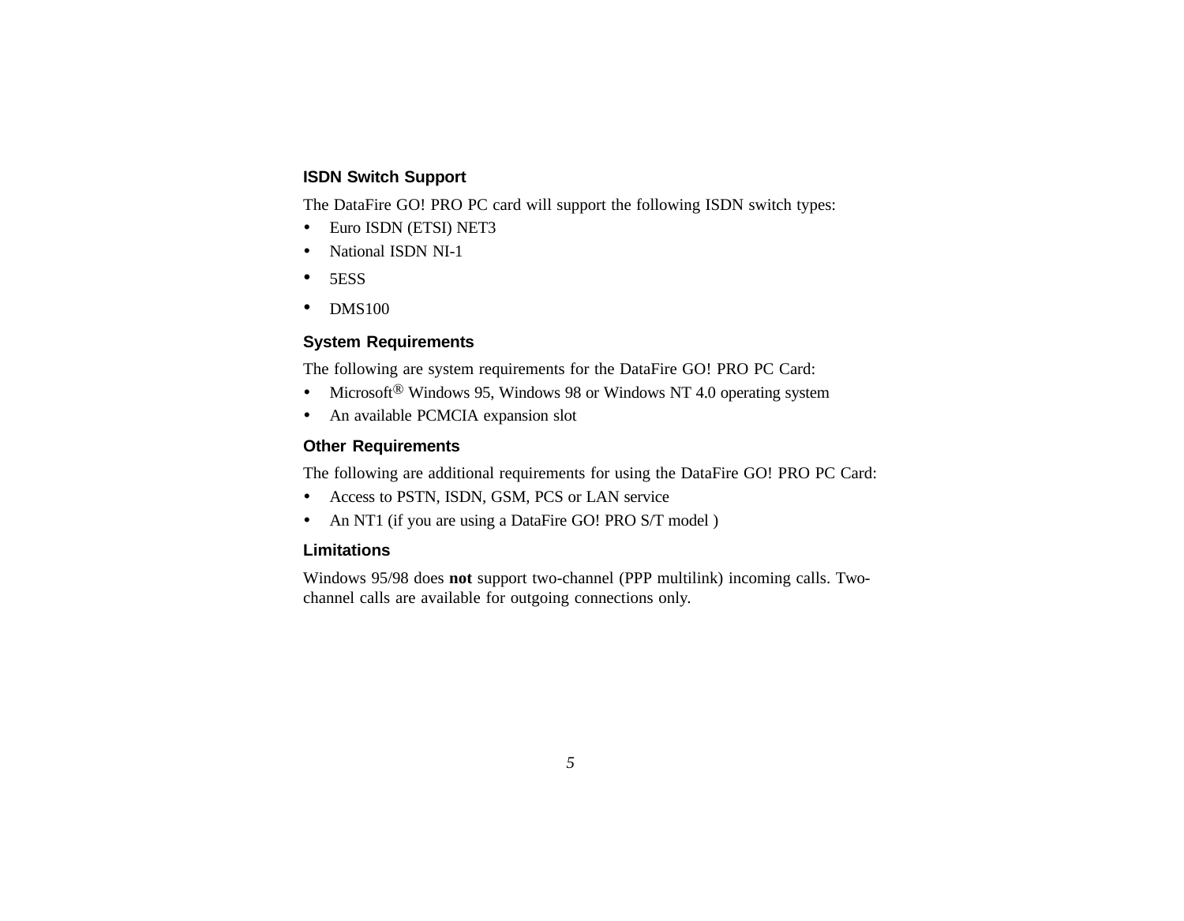### ISDN Switch Support

The DataFire GO! PRO PC card will support the following ISDN switch types:

- Euro ISDN (ETSI) NET3
- National ISDN NI-1
- 5ESS
- DMS100

### System Requirements

The following are system requirements for the DataFire GO! PRO PC Card:

- Microsoft® Windows 95, Windows 98 or Windows NT 4.0 operating system
- An available PCMCIA expansion slot

### Other Requirements

The following are additional requirements for using the DataFire GO! PRO PC Card:

- Access to PSTN, ISDN, GSM, PCS or LAN service
- An NT1 (if you are using a DataFire GO! PRO S/T model )

### Limitations

Windows 95/98 does **not** support two-channel (PPP multilink) incoming calls. Two-channel calls are available for outgoing connections only.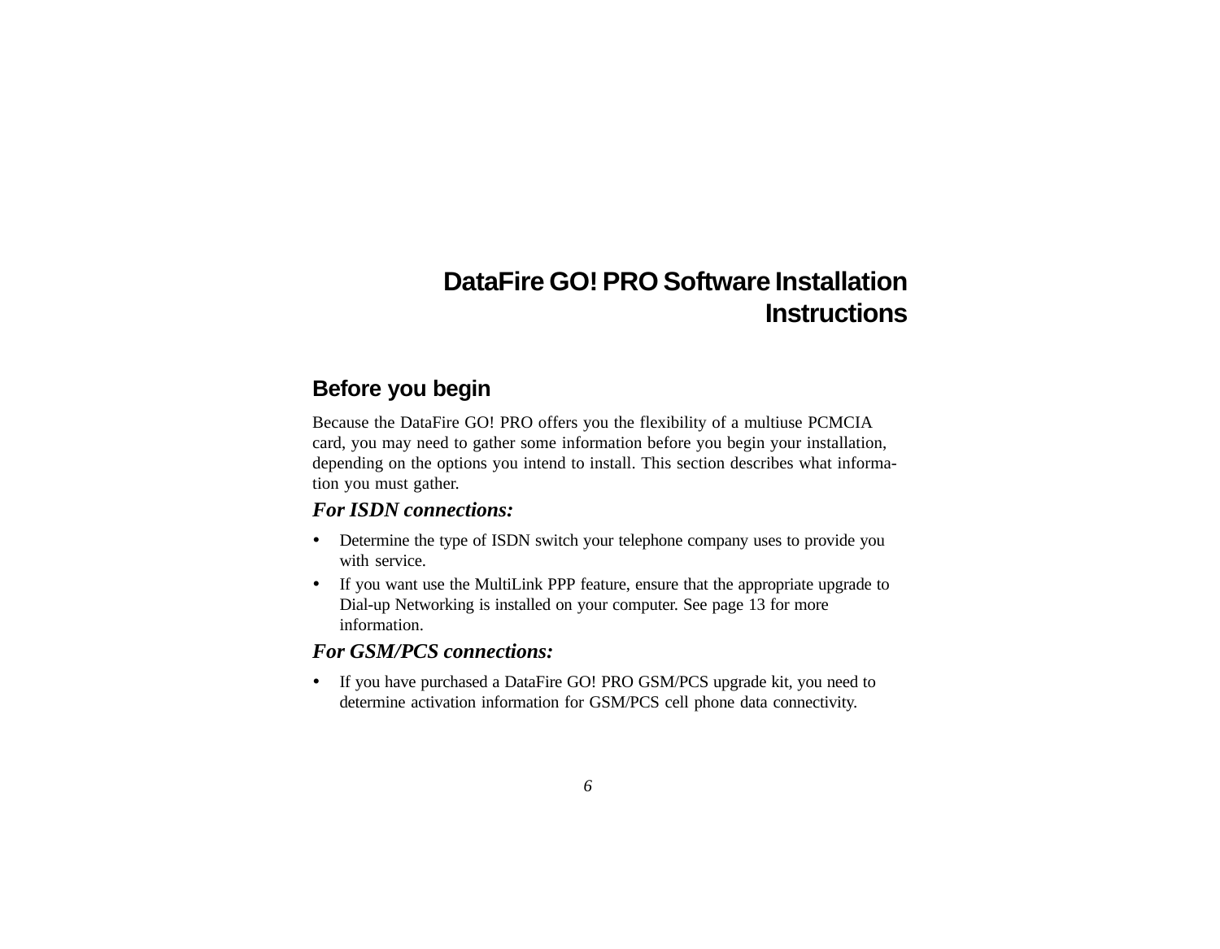# DataFire GO! PRO Software Installation Instructions

## Before you begin

Because the DataFire GO! PRO offers you the flexibility of a multiuse PCMCIA card, you may need to gather some information before you begin your installation, depending on the options you intend to install. This section describes what information you must gather.

### *For ISDN connections:*

- Determine the type of ISDN switch your telephone company uses to provide you with service.
- If you want use the MultiLink PPP feature, ensure that the appropriate upgrade to Dial-up Networking is installed on your computer. See page 13 for more information.

### *For GSM/PCS connections:*

- If you have purchased a DataFire GO! PRO GSM/PCS upgrade kit, you need to determine activation information for GSM/PCS cell phone data connectivity.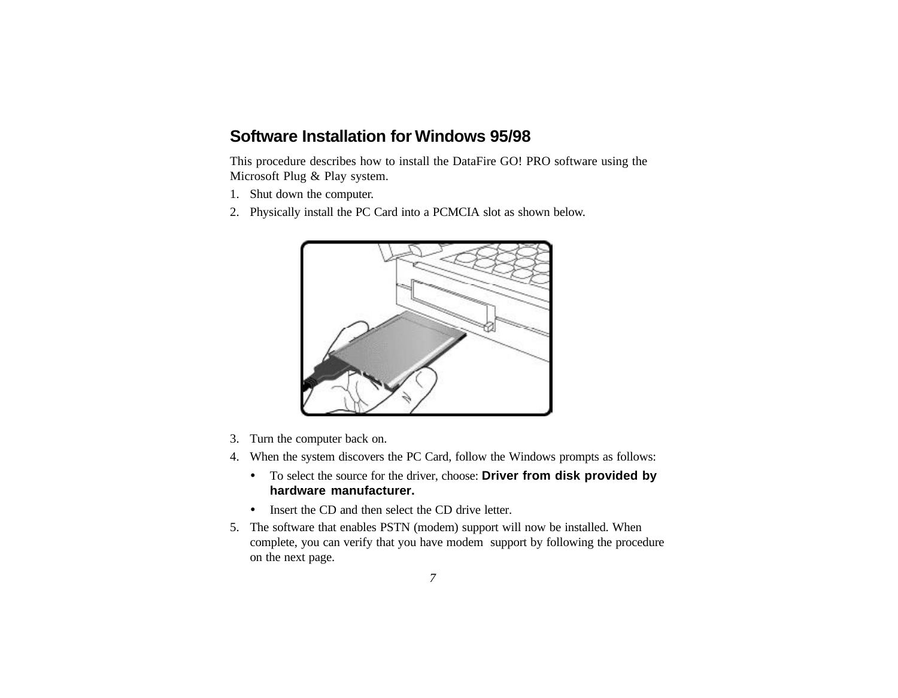## Software Installation for Windows 95/98

This procedure describes how to install the DataFire GO! PRO software using the Microsoft Plug & Play system.

1. Shut down the computer.
2. Physically install the PC Card into a PCMCIA slot as shown below.
3. Turn the computer back on.
4. When the system discovers the PC Card, follow the Windows prompts as follows:
   - To select the source for the driver, choose: **Driver from disk provided by hardware manufacturer.**
   - Insert the CD and then select the CD drive letter.
5. The software that enables PSTN (modem) support will now be installed. When complete, you can verify that you have modem support by following the procedure on the next page.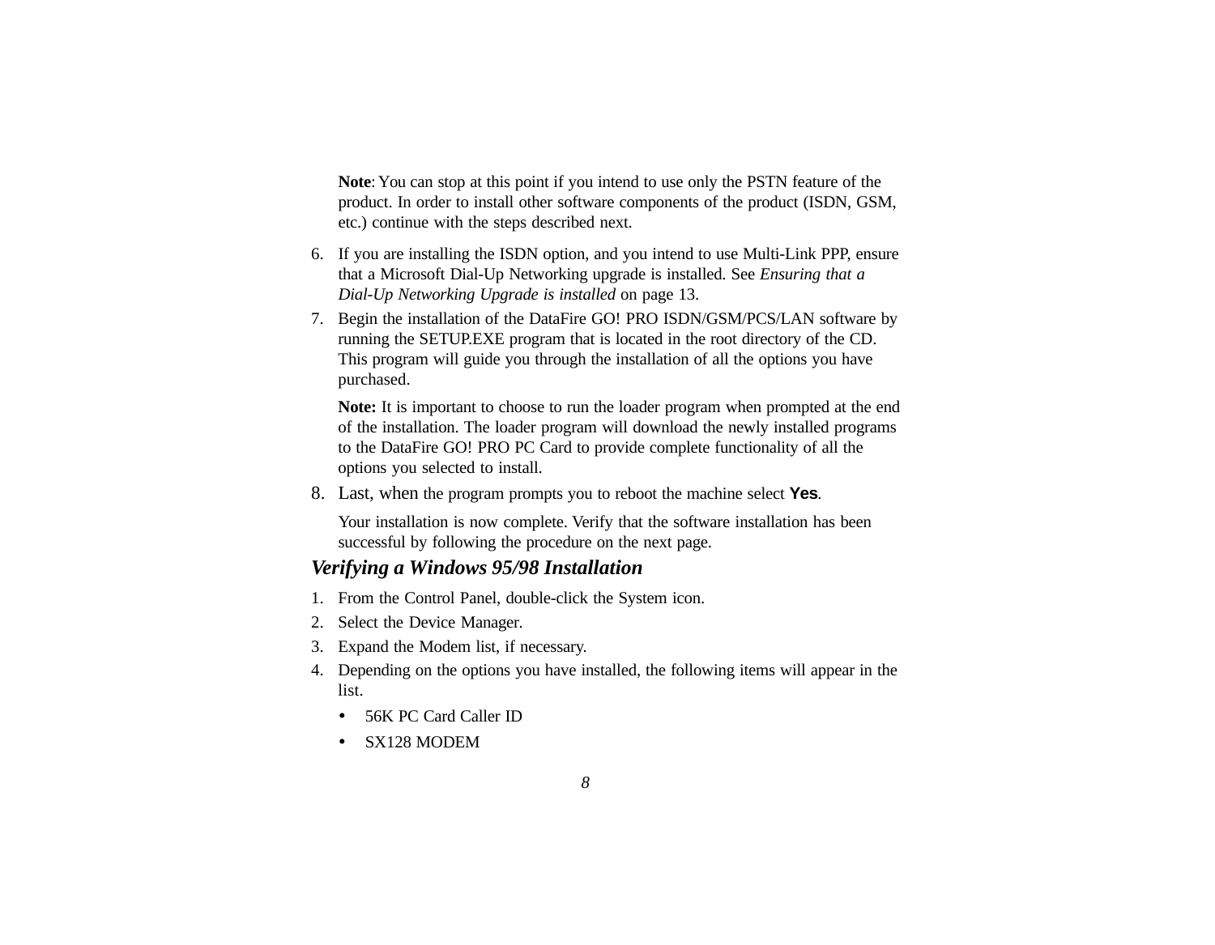**Note**: You can stop at this point if you intend to use only the PSTN feature of the product. In order to install other software components of the product (ISDN, GSM, etc.) continue with the steps described next.

6. If you are installing the ISDN option, and you intend to use Multi-Link PPP, ensure that a Microsoft Dial-Up Networking upgrade is installed. See *Ensuring that a Dial-Up Networking Upgrade is installed* on page 13.
7. Begin the installation of the DataFire GO! PRO ISDN/GSM/PCS/LAN software by running the SETUP.EXE program that is located in the root directory of the CD. This program will guide you through the installation of all the options you have purchased.

   **Note:** It is important to choose to run the loader program when prompted at the end of the installation. The loader program will download the newly installed programs to the DataFire GO! PRO PC Card to provide complete functionality of all the options you selected to install.
8. Last, when the program prompts you to reboot the machine select **Yes**.

   Your installation is now complete. Verify that the software installation has been successful by following the procedure on the next page.

### *Verifying a Windows 95/98 Installation*

1. From the Control Panel, double-click the System icon.
2. Select the Device Manager.
3. Expand the Modem list, if necessary.
4. Depending on the options you have installed, the following items will appear in the list.
   - 56K PC Card Caller ID
   - SX128 MODEM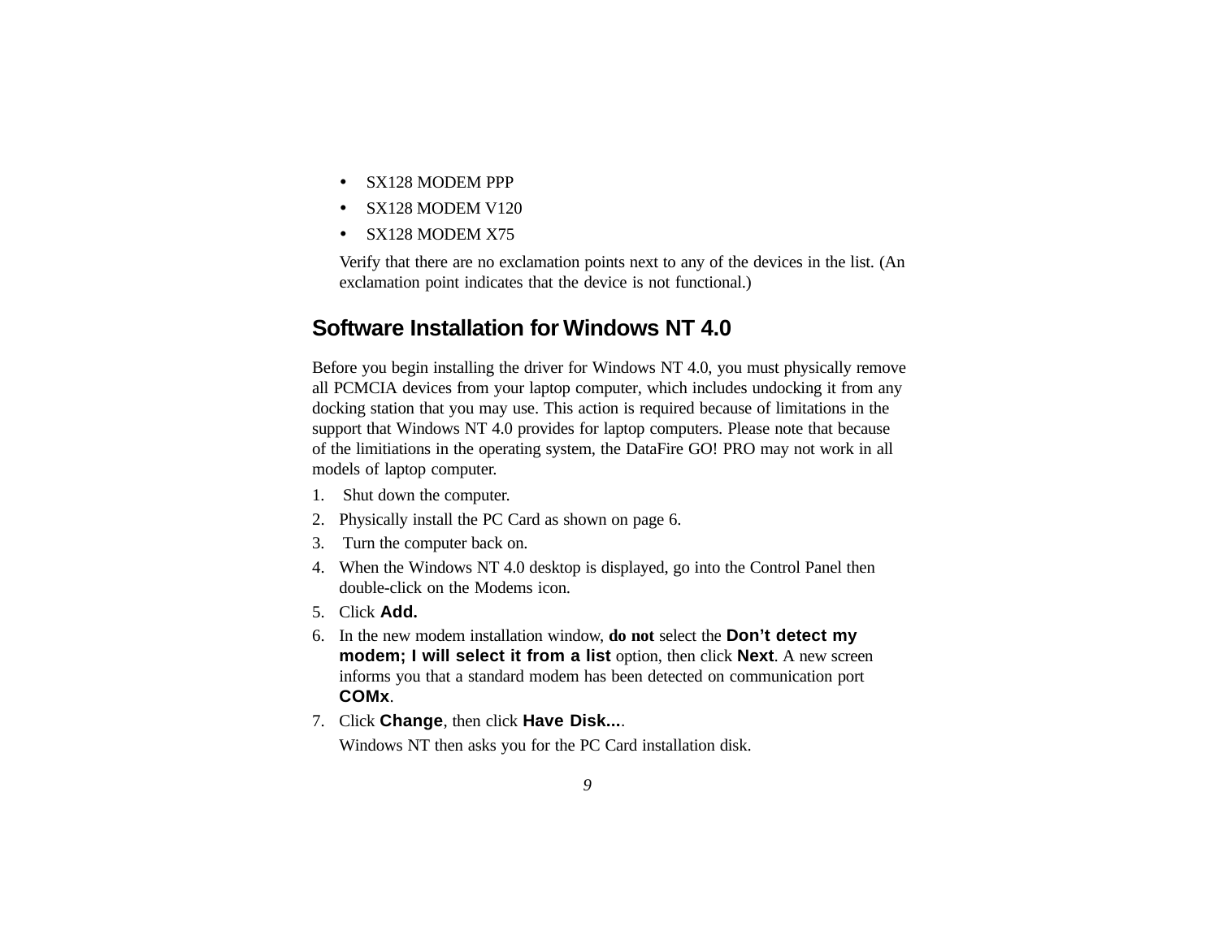- SX128 MODEM PPP
- SX128 MODEM V120
- SX128 MODEM X75

Verify that there are no exclamation points next to any of the devices in the list. (An exclamation point indicates that the device is not functional.)

## Software Installation for Windows NT 4.0

Before you begin installing the driver for Windows NT 4.0, you must physically remove all PCMCIA devices from your laptop computer, which includes undocking it from any docking station that you may use. This action is required because of limitations in the support that Windows NT 4.0 provides for laptop computers. Please note that because of the limitiations in the operating system, the DataFire GO! PRO may not work in all models of laptop computer.

1. Shut down the computer.
2. Physically install the PC Card as shown on page 6.
3. Turn the computer back on.
4. When the Windows NT 4.0 desktop is displayed, go into the Control Panel then double-click on the Modems icon.
5. Click **Add.**
6. In the new modem installation window, **do not** select the **Don't detect my modem; I will select it from a list** option, then click **Next**. A new screen informs you that a standard modem has been detected on communication port **COMx**.
7. Click **Change**, then click **Have Disk...**.

   Windows NT then asks you for the PC Card installation disk.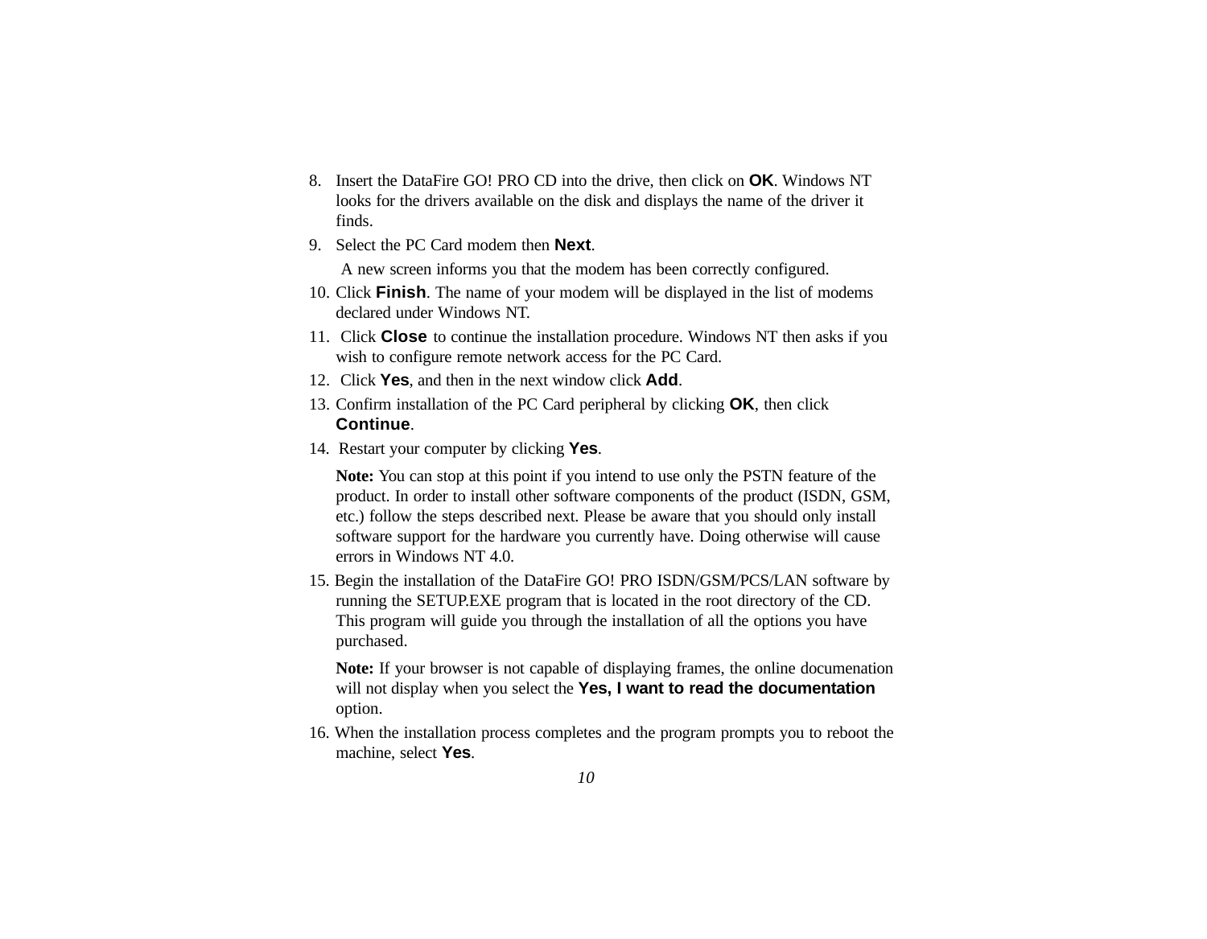8. Insert the DataFire GO! PRO CD into the drive, then click on **OK**. Windows NT looks for the drivers available on the disk and displays the name of the driver it finds.
9. Select the PC Card modem then **Next**.

   A new screen informs you that the modem has been correctly configured.
10. Click **Finish**. The name of your modem will be displayed in the list of modems declared under Windows NT.
11. Click **Close** to continue the installation procedure. Windows NT then asks if you wish to configure remote network access for the PC Card.
12. Click **Yes**, and then in the next window click **Add**.
13. Confirm installation of the PC Card peripheral by clicking **OK**, then click **Continue**.
14. Restart your computer by clicking **Yes**.

    **Note:** You can stop at this point if you intend to use only the PSTN feature of the product. In order to install other software components of the product (ISDN, GSM, etc.) follow the steps described next. Please be aware that you should only install software support for the hardware you currently have. Doing otherwise will cause errors in Windows NT 4.0.
15. Begin the installation of the DataFire GO! PRO ISDN/GSM/PCS/LAN software by running the SETUP.EXE program that is located in the root directory of the CD. This program will guide you through the installation of all the options you have purchased.

    **Note:** If your browser is not capable of displaying frames, the online documenation will not display when you select the **Yes, I want to read the documentation** option.
16. When the installation process completes and the program prompts you to reboot the machine, select **Yes**.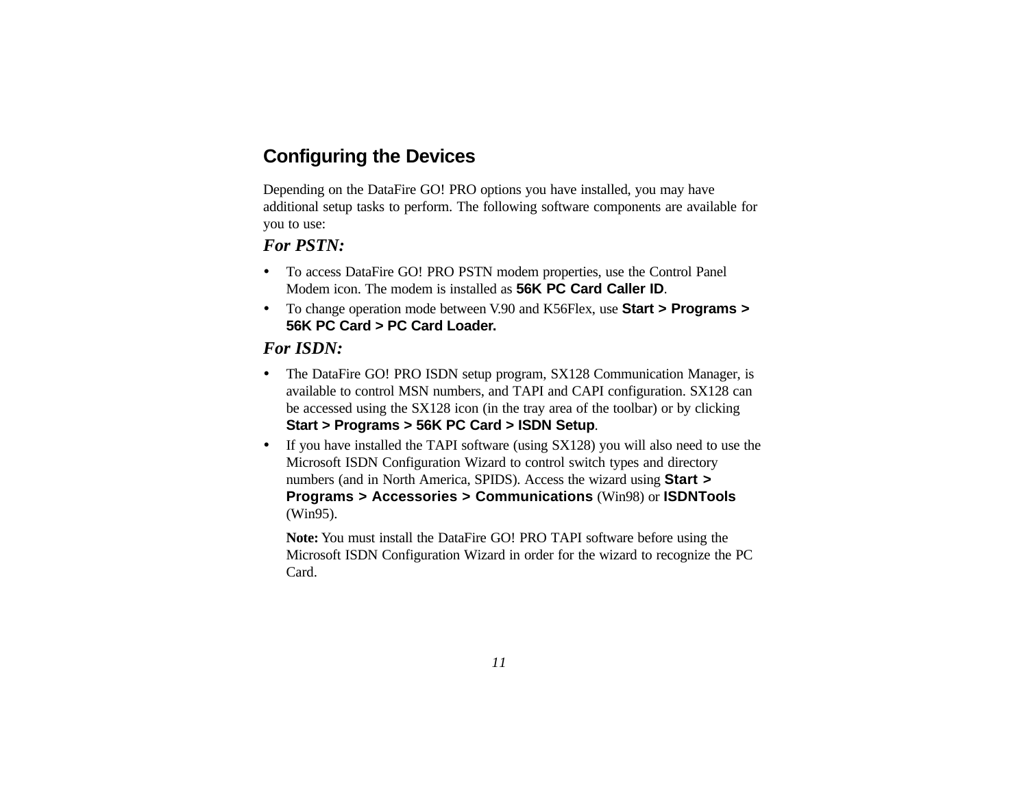## Configuring the Devices

Depending on the DataFire GO! PRO options you have installed, you may have additional setup tasks to perform. The following software components are available for you to use:

### *For PSTN:*

- To access DataFire GO! PRO PSTN modem properties, use the Control Panel Modem icon. The modem is installed as **56K PC Card Caller ID**.
- To change operation mode between V.90 and K56Flex, use **Start > Programs > 56K PC Card > PC Card Loader.**

### *For ISDN:*

- The DataFire GO! PRO ISDN setup program, SX128 Communication Manager, is available to control MSN numbers, and TAPI and CAPI configuration. SX128 can be accessed using the SX128 icon (in the tray area of the toolbar) or by clicking **Start > Programs > 56K PC Card > ISDN Setup**.
- If you have installed the TAPI software (using SX128) you will also need to use the Microsoft ISDN Configuration Wizard to control switch types and directory numbers (and in North America, SPIDS). Access the wizard using **Start > Programs > Accessories > Communications** (Win98) or **ISDNTools** (Win95).

  **Note:** You must install the DataFire GO! PRO TAPI software before using the Microsoft ISDN Configuration Wizard in order for the wizard to recognize the PC Card.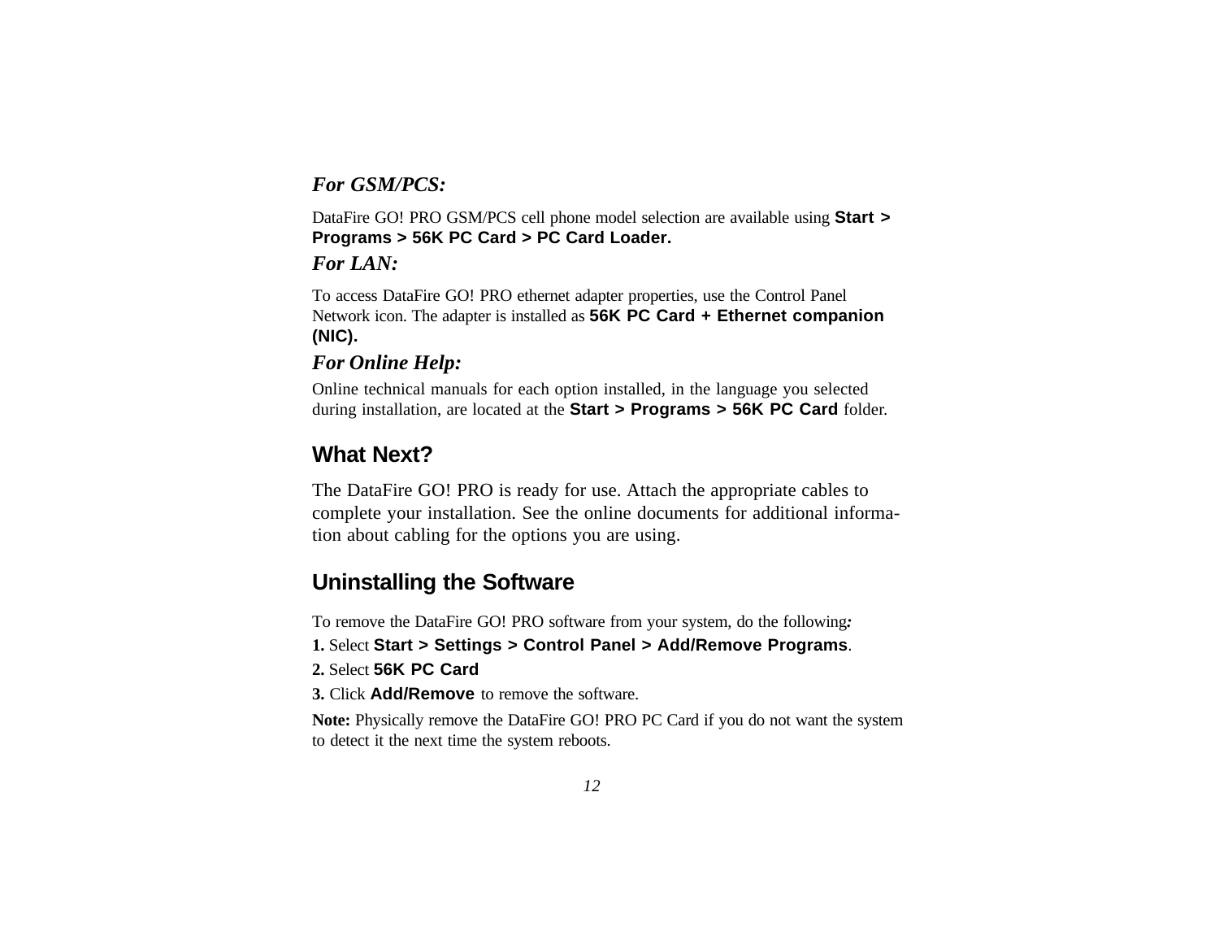### *For GSM/PCS:*

DataFire GO! PRO GSM/PCS cell phone model selection are available using **Start > Programs > 56K PC Card > PC Card Loader.**

### *For LAN:*

To access DataFire GO! PRO ethernet adapter properties, use the Control Panel Network icon. The adapter is installed as **56K PC Card + Ethernet companion (NIC).**

### *For Online Help:*

Online technical manuals for each option installed, in the language you selected during installation, are located at the **Start > Programs > 56K PC Card** folder.

## What Next?

The DataFire GO! PRO is ready for use. Attach the appropriate cables to complete your installation. See the online documents for additional information about cabling for the options you are using.

## Uninstalling the Software

To remove the DataFire GO! PRO software from your system, do the following:

**1.** Select **Start > Settings > Control Panel > Add/Remove Programs**.

**2.** Select **56K PC Card**

**3.** Click **Add/Remove** to remove the software.

**Note:** Physically remove the DataFire GO! PRO PC Card if you do not want the system to detect it the next time the system reboots.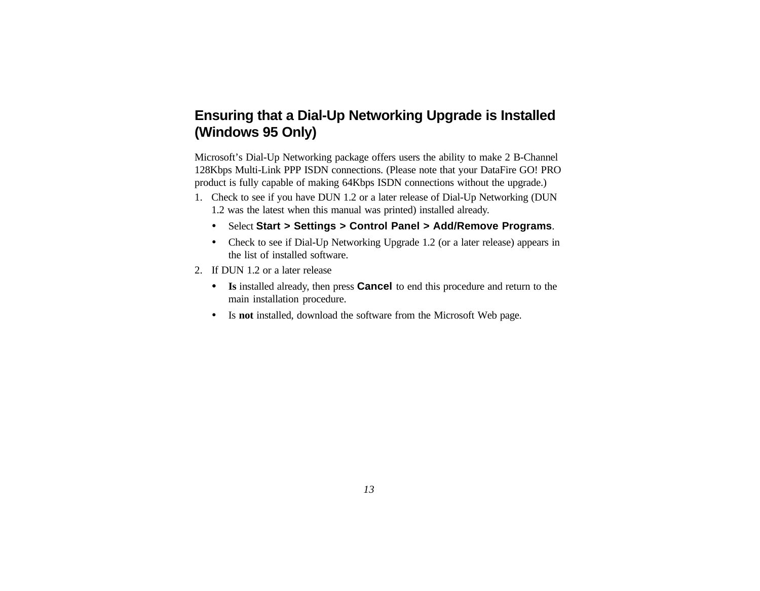## Ensuring that a Dial-Up Networking Upgrade is Installed (Windows 95 Only)

Microsoft's Dial-Up Networking package offers users the ability to make 2 B-Channel 128Kbps Multi-Link PPP ISDN connections. (Please note that your DataFire GO! PRO product is fully capable of making 64Kbps ISDN connections without the upgrade.)

1. Check to see if you have DUN 1.2 or a later release of Dial-Up Networking (DUN 1.2 was the latest when this manual was printed) installed already.
   - Select **Start > Settings > Control Panel > Add/Remove Programs**.
   - Check to see if Dial-Up Networking Upgrade 1.2 (or a later release) appears in the list of installed software.
2. If DUN 1.2 or a later release
   - **Is** installed already, then press **Cancel** to end this procedure and return to the main installation procedure.
   - Is **not** installed, download the software from the Microsoft Web page.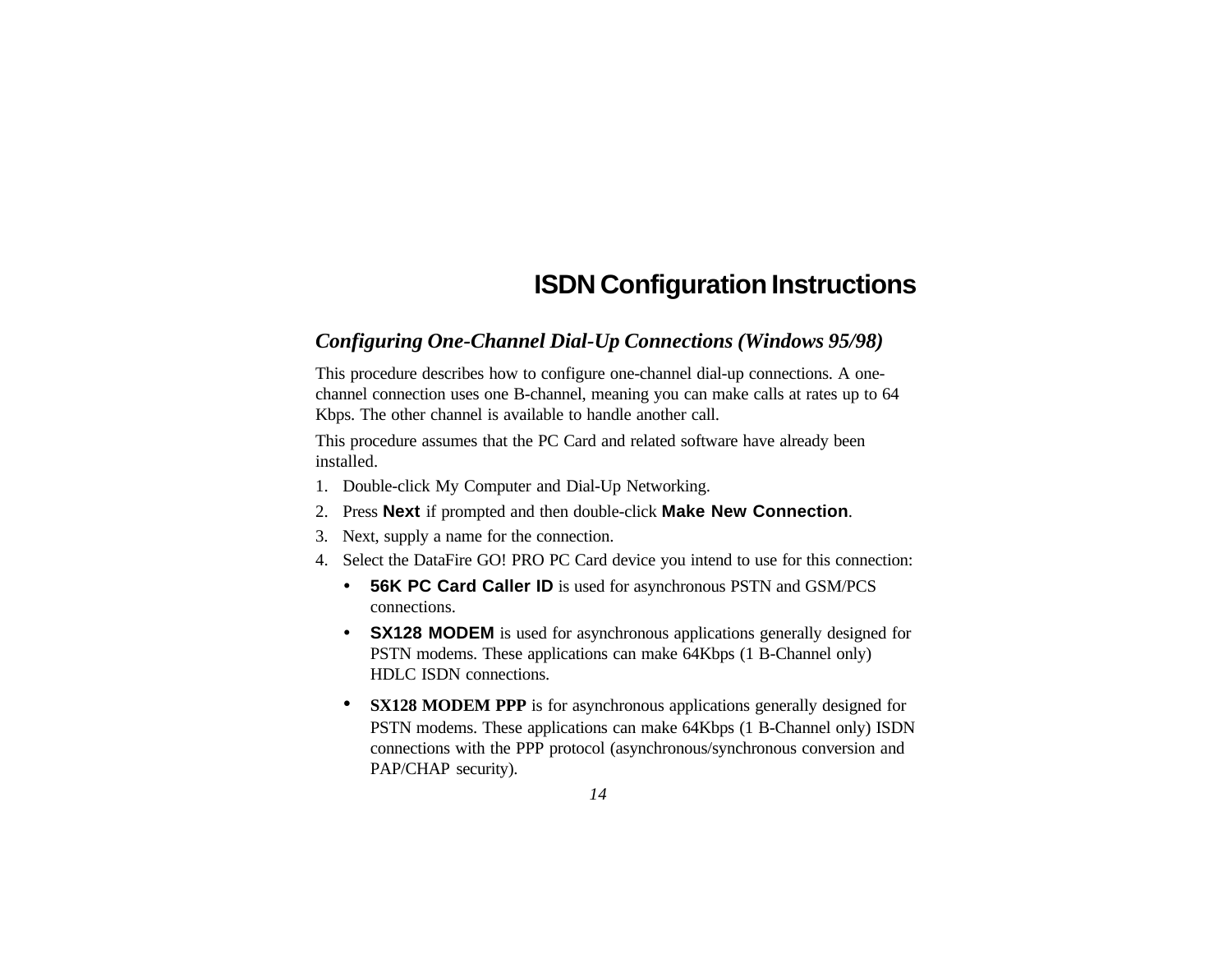# ISDN Configuration Instructions

### *Configuring One-Channel Dial-Up Connections (Windows 95/98)*

This procedure describes how to configure one-channel dial-up connections. A one-channel connection uses one B-channel, meaning you can make calls at rates up to 64 Kbps. The other channel is available to handle another call.

This procedure assumes that the PC Card and related software have already been installed.

1. Double-click My Computer and Dial-Up Networking.
2. Press **Next** if prompted and then double-click **Make New Connection**.
3. Next, supply a name for the connection.
4. Select the DataFire GO! PRO PC Card device you intend to use for this connection:
   - **56K PC Card Caller ID** is used for asynchronous PSTN and GSM/PCS connections.
   - **SX128 MODEM** is used for asynchronous applications generally designed for PSTN modems. These applications can make 64Kbps (1 B-Channel only) HDLC ISDN connections.
   - **SX128 MODEM PPP** is for asynchronous applications generally designed for PSTN modems. These applications can make 64Kbps (1 B-Channel only) ISDN connections with the PPP protocol (asynchronous/synchronous conversion and PAP/CHAP security).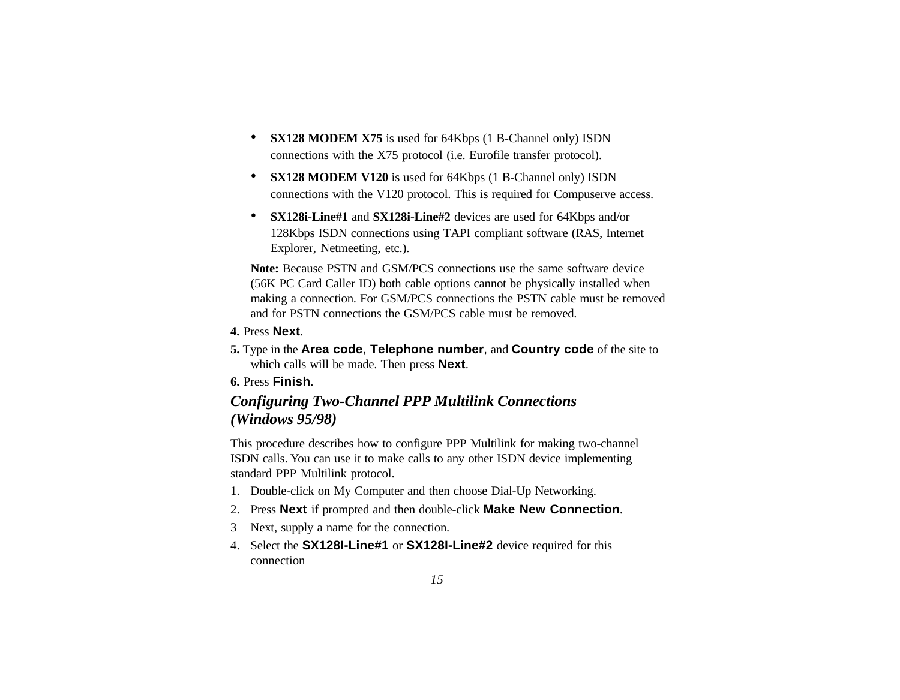- **SX128 MODEM X75** is used for 64Kbps (1 B-Channel only) ISDN connections with the X75 protocol (i.e. Eurofile transfer protocol).
- **SX128 MODEM V120** is used for 64Kbps (1 B-Channel only) ISDN connections with the V120 protocol. This is required for Compuserve access.
- **SX128i-Line#1** and **SX128i-Line#2** devices are used for 64Kbps and/or 128Kbps ISDN connections using TAPI compliant software (RAS, Internet Explorer, Netmeeting, etc.).

**Note:** Because PSTN and GSM/PCS connections use the same software device (56K PC Card Caller ID) both cable options cannot be physically installed when making a connection. For GSM/PCS connections the PSTN cable must be removed and for PSTN connections the GSM/PCS cable must be removed.

**4.** Press **Next**.

**5.** Type in the **Area code**, **Telephone number**, and **Country code** of the site to which calls will be made. Then press **Next**.

**6.** Press **Finish**.

## *Configuring Two-Channel PPP Multilink Connections (Windows 95/98)*

This procedure describes how to configure PPP Multilink for making two-channel ISDN calls. You can use it to make calls to any other ISDN device implementing standard PPP Multilink protocol.

1. Double-click on My Computer and then choose Dial-Up Networking.
2. Press **Next** if prompted and then double-click **Make New Connection**.
3. Next, supply a name for the connection.
4. Select the **SX128I-Line#1** or **SX128I-Line#2** device required for this connection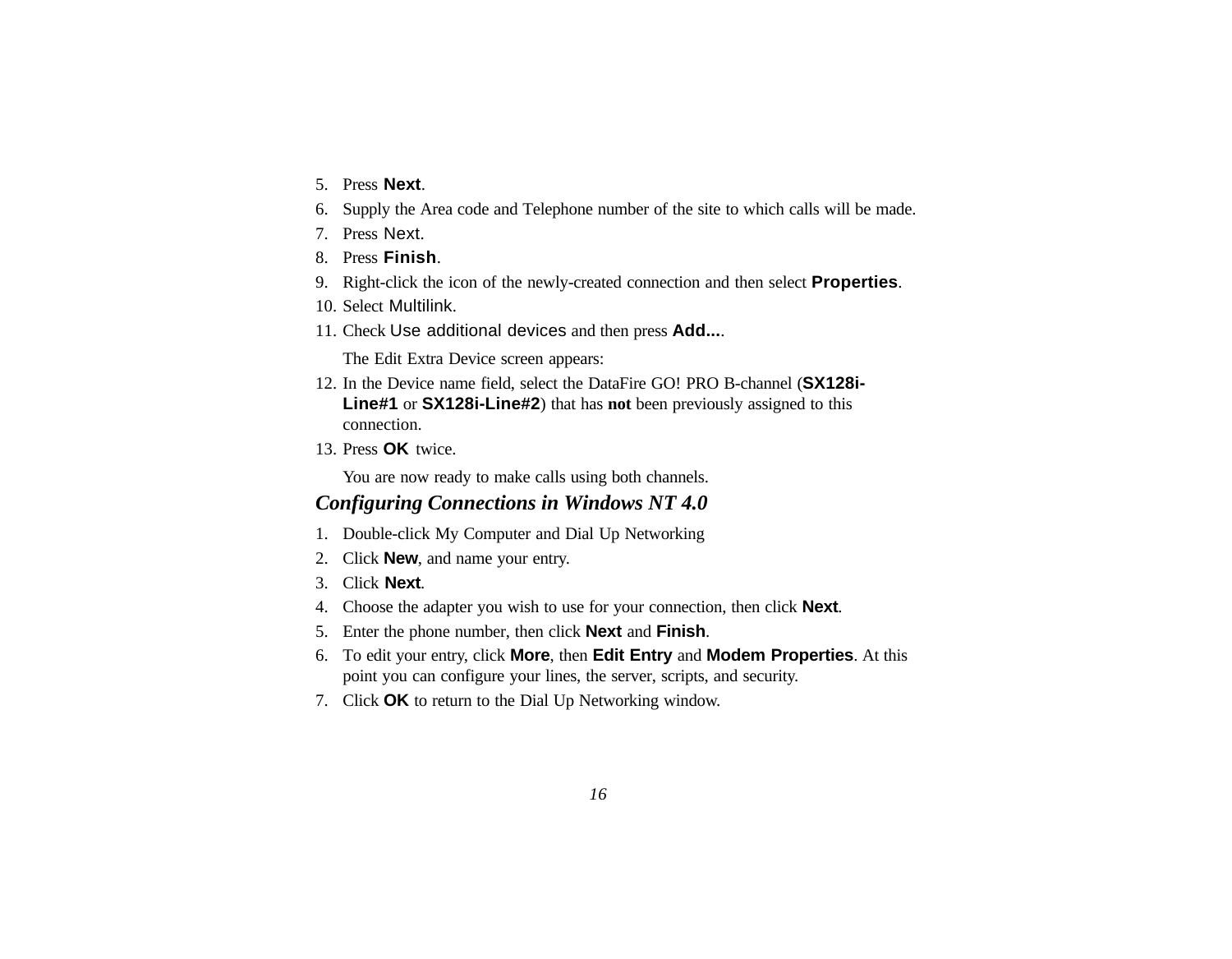5. Press **Next**.
6. Supply the Area code and Telephone number of the site to which calls will be made.
7. Press Next.
8. Press **Finish**.
9. Right-click the icon of the newly-created connection and then select **Properties**.
10. Select Multilink.
11. Check Use additional devices and then press **Add...**.

    The Edit Extra Device screen appears:
12. In the Device name field, select the DataFire GO! PRO B-channel (**SX128i-Line#1** or **SX128i-Line#2**) that has **not** been previously assigned to this connection.
13. Press **OK** twice.

    You are now ready to make calls using both channels.

### *Configuring Connections in Windows NT 4.0*

1. Double-click My Computer and Dial Up Networking
2. Click **New**, and name your entry.
3. Click **Next**.
4. Choose the adapter you wish to use for your connection, then click **Next**.
5. Enter the phone number, then click **Next** and **Finish**.
6. To edit your entry, click **More**, then **Edit Entry** and **Modem Properties**. At this point you can configure your lines, the server, scripts, and security.
7. Click **OK** to return to the Dial Up Networking window.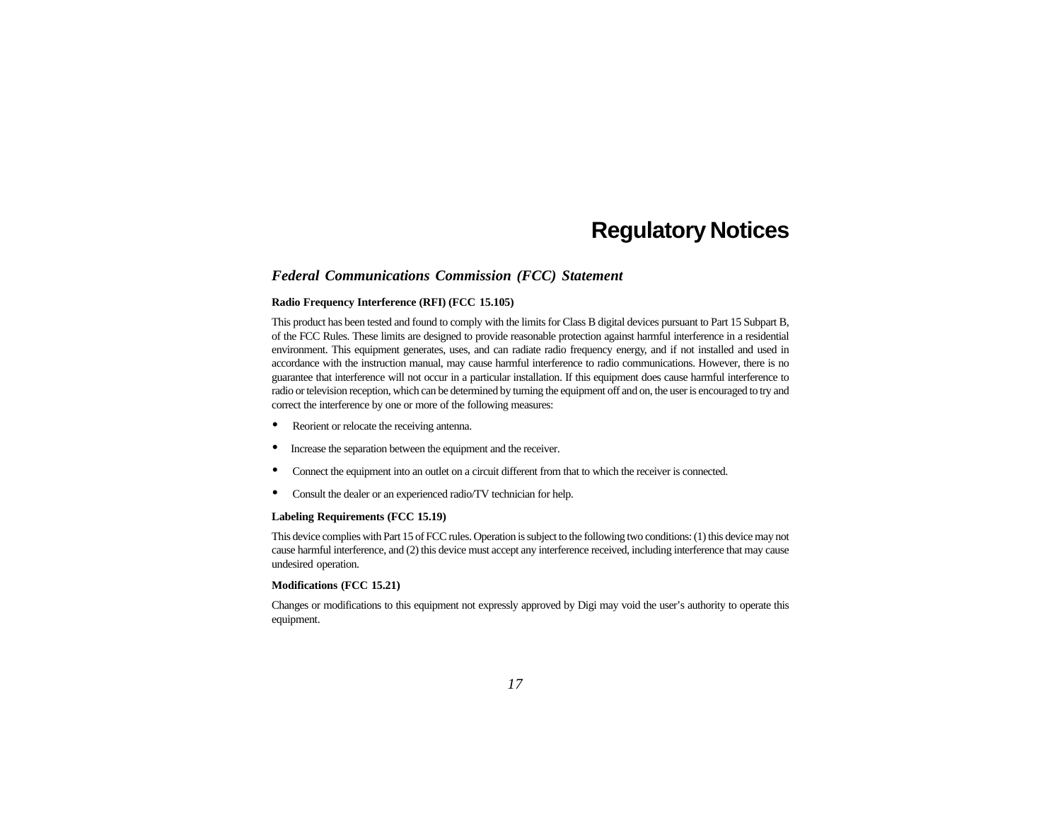# Regulatory Notices

## *Federal Communications Commission (FCC) Statement*

**Radio Frequency Interference (RFI) (FCC 15.105)**

This product has been tested and found to comply with the limits for Class B digital devices pursuant to Part 15 Subpart B, of the FCC Rules. These limits are designed to provide reasonable protection against harmful interference in a residential environment. This equipment generates, uses, and can radiate radio frequency energy, and if not installed and used in accordance with the instruction manual, may cause harmful interference to radio communications. However, there is no guarantee that interference will not occur in a particular installation. If this equipment does cause harmful interference to radio or television reception, which can be determined by turning the equipment off and on, the user is encouraged to try and correct the interference by one or more of the following measures:

- Reorient or relocate the receiving antenna.
- Increase the separation between the equipment and the receiver.
- Connect the equipment into an outlet on a circuit different from that to which the receiver is connected.
- Consult the dealer or an experienced radio/TV technician for help.

**Labeling Requirements (FCC 15.19)**

This device complies with Part 15 of FCC rules. Operation is subject to the following two conditions: (1) this device may not cause harmful interference, and (2) this device must accept any interference received, including interference that may cause undesired operation.

**Modifications (FCC 15.21)**

Changes or modifications to this equipment not expressly approved by Digi may void the user's authority to operate this equipment.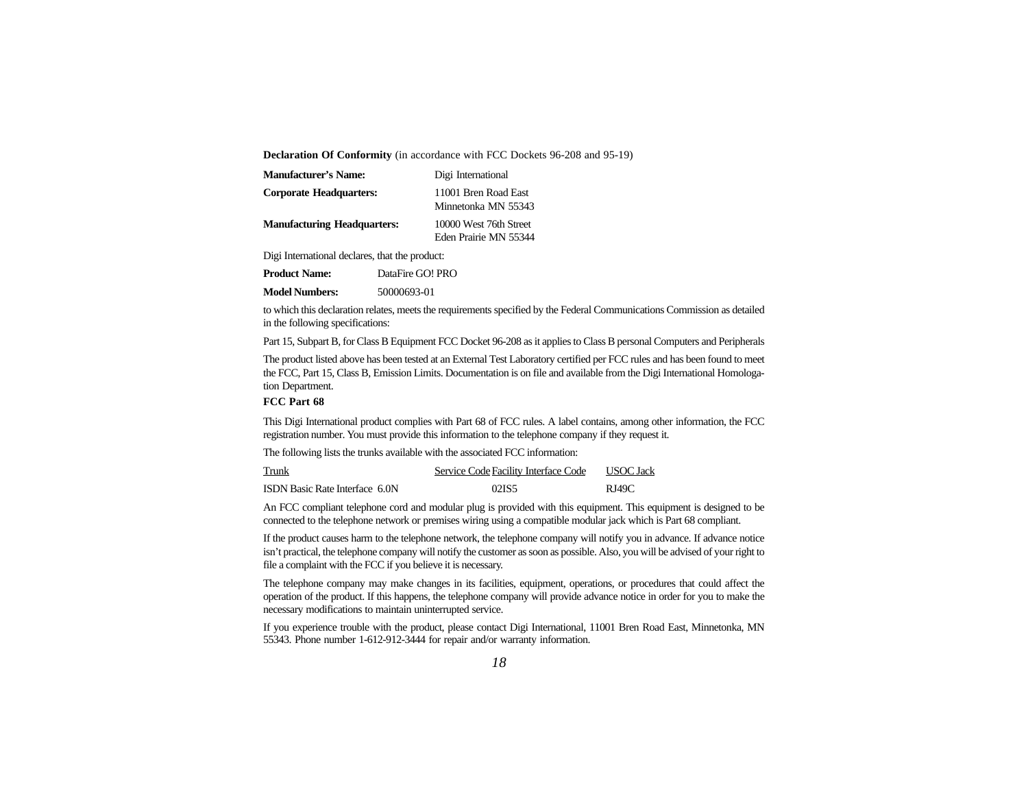**Declaration Of Conformity** (in accordance with FCC Dockets 96-208 and 95-19)

| | |
|---|---|
| **Manufacturer's Name:** | Digi International |
| **Corporate Headquarters:** | 11001 Bren Road East<br>Minnetonka MN 55343 |
| **Manufacturing Headquarters:** | 10000 West 76th Street<br>Eden Prairie MN 55344 |

Digi International declares, that the product:

**Product Name:** DataFire GO! PRO

**Model Numbers:** 50000693-01

to which this declaration relates, meets the requirements specified by the Federal Communications Commission as detailed in the following specifications:

Part 15, Subpart B, for Class B Equipment FCC Docket 96-208 as it applies to Class B personal Computers and Peripherals

The product listed above has been tested at an External Test Laboratory certified per FCC rules and has been found to meet the FCC, Part 15, Class B, Emission Limits. Documentation is on file and available from the Digi International Homologation Department.

**FCC Part 68**

This Digi International product complies with Part 68 of FCC rules. A label contains, among other information, the FCC registration number. You must provide this information to the telephone company if they request it.

The following lists the trunks available with the associated FCC information:

| Trunk | Service Code | Facility Interface Code | USOC Jack |
|---|---|---|---|
| ISDN Basic Rate Interface | 6.0N | 02IS5 | RJ49C |

An FCC compliant telephone cord and modular plug is provided with this equipment. This equipment is designed to be connected to the telephone network or premises wiring using a compatible modular jack which is Part 68 compliant.

If the product causes harm to the telephone network, the telephone company will notify you in advance. If advance notice isn't practical, the telephone company will notify the customer as soon as possible. Also, you will be advised of your right to file a complaint with the FCC if you believe it is necessary.

The telephone company may make changes in its facilities, equipment, operations, or procedures that could affect the operation of the product. If this happens, the telephone company will provide advance notice in order for you to make the necessary modifications to maintain uninterrupted service.

If you experience trouble with the product, please contact Digi International, 11001 Bren Road East, Minnetonka, MN 55343. Phone number 1-612-912-3444 for repair and/or warranty information.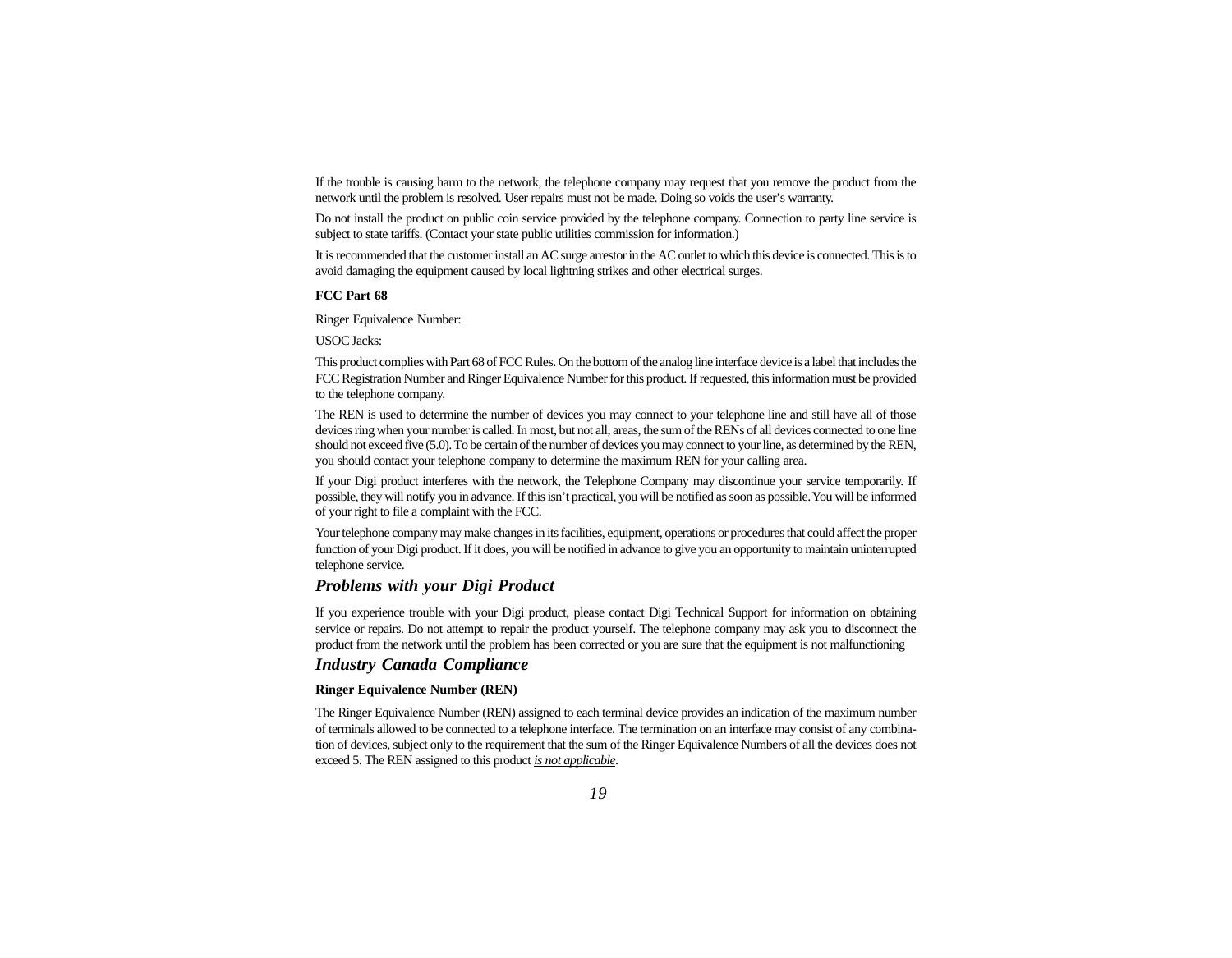If the trouble is causing harm to the network, the telephone company may request that you remove the product from the network until the problem is resolved. User repairs must not be made. Doing so voids the user's warranty.

Do not install the product on public coin service provided by the telephone company. Connection to party line service is subject to state tariffs. (Contact your state public utilities commission for information.)

It is recommended that the customer install an AC surge arrestor in the AC outlet to which this device is connected. This is to avoid damaging the equipment caused by local lightning strikes and other electrical surges.

**FCC Part 68**

Ringer Equivalence Number:

USOC Jacks:

This product complies with Part 68 of FCC Rules. On the bottom of the analog line interface device is a label that includes the FCC Registration Number and Ringer Equivalence Number for this product. If requested, this information must be provided to the telephone company.

The REN is used to determine the number of devices you may connect to your telephone line and still have all of those devices ring when your number is called. In most, but not all, areas, the sum of the RENs of all devices connected to one line should not exceed five (5.0). To be certain of the number of devices you may connect to your line, as determined by the REN, you should contact your telephone company to determine the maximum REN for your calling area.

If your Digi product interferes with the network, the Telephone Company may discontinue your service temporarily. If possible, they will notify you in advance. If this isn't practical, you will be notified as soon as possible. You will be informed of your right to file a complaint with the FCC.

Your telephone company may make changes in its facilities, equipment, operations or procedures that could affect the proper function of your Digi product. If it does, you will be notified in advance to give you an opportunity to maintain uninterrupted telephone service.

## *Problems with your Digi Product*

If you experience trouble with your Digi product, please contact Digi Technical Support for information on obtaining service or repairs. Do not attempt to repair the product yourself. The telephone company may ask you to disconnect the product from the network until the problem has been corrected or you are sure that the equipment is not malfunctioning

## *Industry Canada Compliance*

**Ringer Equivalence Number (REN)**

The Ringer Equivalence Number (REN) assigned to each terminal device provides an indication of the maximum number of terminals allowed to be connected to a telephone interface. The termination on an interface may consist of any combination of devices, subject only to the requirement that the sum of the Ringer Equivalence Numbers of all the devices does not exceed 5. The REN assigned to this product <u>*is not applicable*</u>.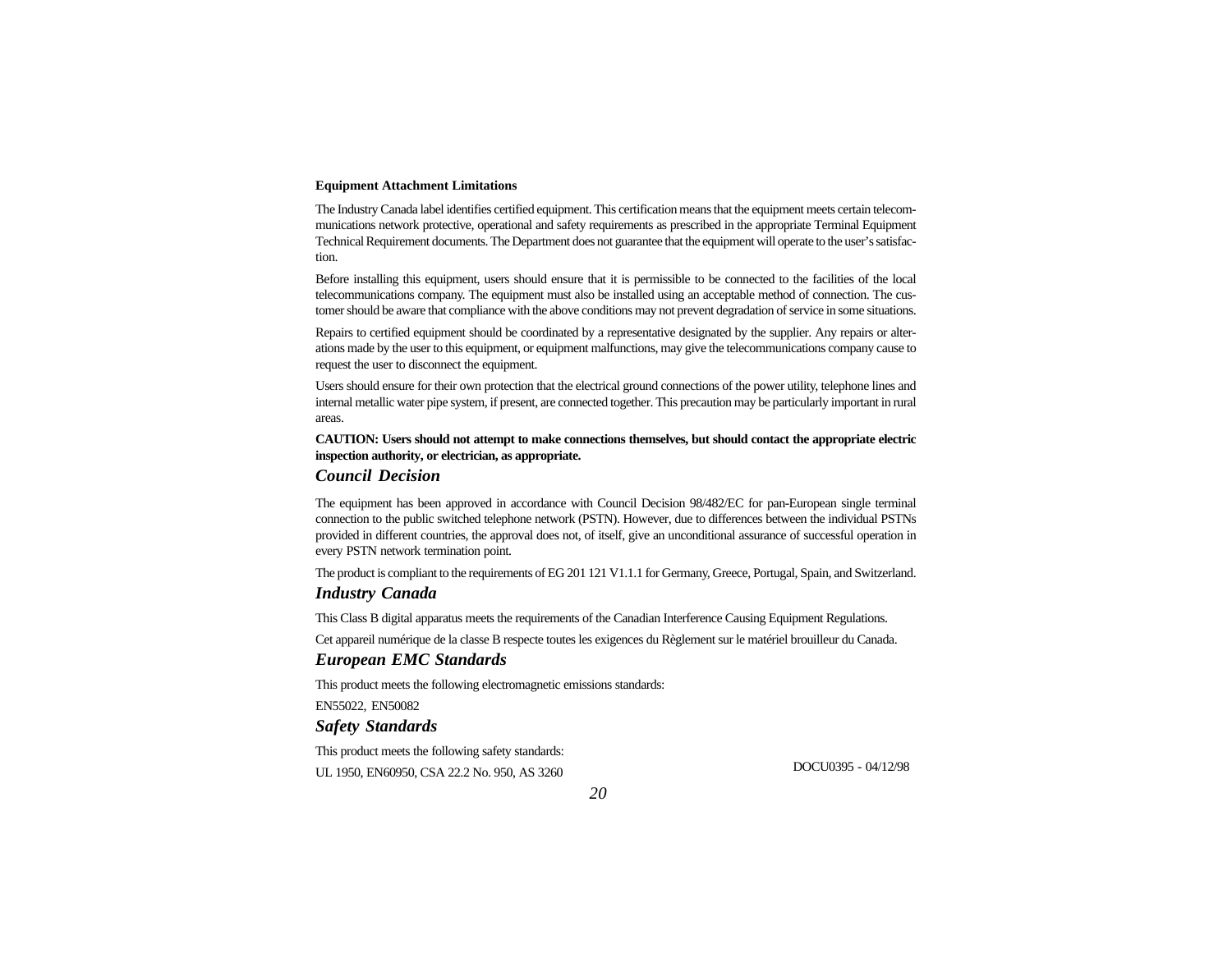**Equipment Attachment Limitations**

The Industry Canada label identifies certified equipment. This certification means that the equipment meets certain telecommunications network protective, operational and safety requirements as prescribed in the appropriate Terminal Equipment Technical Requirement documents. The Department does not guarantee that the equipment will operate to the user's satisfaction.

Before installing this equipment, users should ensure that it is permissible to be connected to the facilities of the local telecommunications company. The equipment must also be installed using an acceptable method of connection. The customer should be aware that compliance with the above conditions may not prevent degradation of service in some situations.

Repairs to certified equipment should be coordinated by a representative designated by the supplier. Any repairs or alterations made by the user to this equipment, or equipment malfunctions, may give the telecommunications company cause to request the user to disconnect the equipment.

Users should ensure for their own protection that the electrical ground connections of the power utility, telephone lines and internal metallic water pipe system, if present, are connected together. This precaution may be particularly important in rural areas.

**CAUTION: Users should not attempt to make connections themselves, but should contact the appropriate electric inspection authority, or electrician, as appropriate.**

## *Council Decision*

The equipment has been approved in accordance with Council Decision 98/482/EC for pan-European single terminal connection to the public switched telephone network (PSTN). However, due to differences between the individual PSTNs provided in different countries, the approval does not, of itself, give an unconditional assurance of successful operation in every PSTN network termination point.

The product is compliant to the requirements of EG 201 121 V1.1.1 for Germany, Greece, Portugal, Spain, and Switzerland.

## *Industry Canada*

This Class B digital apparatus meets the requirements of the Canadian Interference Causing Equipment Regulations.

Cet appareil numérique de la classe B respecte toutes les exigences du Règlement sur le matériel brouilleur du Canada.

## *European EMC Standards*

This product meets the following electromagnetic emissions standards:

EN55022, EN50082

## *Safety Standards*

This product meets the following safety standards:

UL 1950, EN60950, CSA 22.2 No. 950, AS 3260

DOCU0395 - 04/12/98